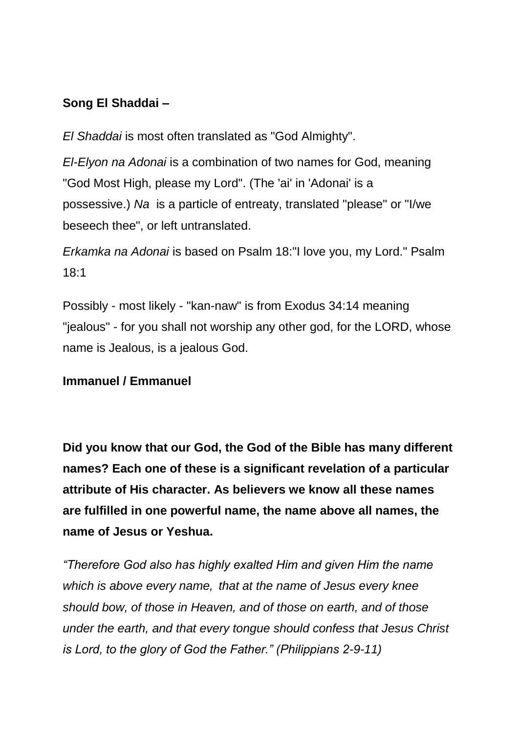**Song El Shaddai –**

*El Shaddai* is most often translated as "God Almighty".

*El-Elyon na Adonai* is a combination of two names for God, meaning "God Most High, please my Lord". (The 'ai' in 'Adonai' is a possessive.) *Na* is a particle of entreaty, translated "please" or "I/we beseech thee", or left untranslated.

*Erkamka na Adonai* is based on Psalm 18:"I love you, my Lord." Psalm 18:1

Possibly - most likely - "kan-naw" is from Exodus 34:14 meaning "jealous" - for you shall not worship any other god, for the LORD, whose name is Jealous, is a jealous God.

**Immanuel / Emmanuel**

**Did you know that our God, the God of the Bible has many different names? Each one of these is a significant revelation of a particular attribute of His character. As believers we know all these names are fulfilled in one powerful name, the name above all names, the name of Jesus or Yeshua.**

*"Therefore God also has highly exalted Him and given Him the name which is above every name, that at the name of Jesus every knee should bow, of those in Heaven, and of those on earth, and of those under the earth, and that every tongue should confess that Jesus Christ is Lord, to the glory of God the Father." (Philippians 2-9-11)*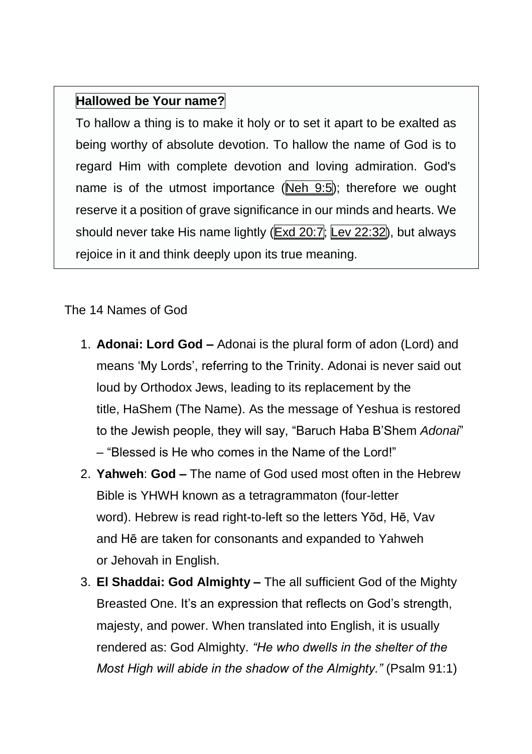**Hallowed be Your name?**

To hallow a thing is to make it holy or to set it apart to be exalted as being worthy of absolute devotion. To hallow the name of God is to regard Him with complete devotion and loving admiration. God's name is of the utmost importance (Neh 9:5); therefore we ought reserve it a position of grave significance in our minds and hearts. We should never take His name lightly (Exd 20:7; Lev 22:32), but always rejoice in it and think deeply upon its true meaning.

The 14 Names of God

1. **Adonai: Lord God –** Adonai is the plural form of adon (Lord) and means 'My Lords', referring to the Trinity. Adonai is never said out loud by Orthodox Jews, leading to its replacement by the title, HaShem (The Name). As the message of Yeshua is restored to the Jewish people, they will say, "Baruch Haba B'Shem *Adonai*" – "Blessed is He who comes in the Name of the Lord!"
2. **Yahweh**: **God –** The name of God used most often in the Hebrew Bible is YHWH known as a tetragrammaton (four-letter word). Hebrew is read right-to-left so the letters Yōd, Hē, Vav and Hē are taken for consonants and expanded to Yahweh or Jehovah in English.
3. **El Shaddai: God Almighty –** The all sufficient God of the Mighty Breasted One. It's an expression that reflects on God's strength, majesty, and power. When translated into English, it is usually rendered as: God Almighty. *"He who dwells in the shelter of the Most High will abide in the shadow of the Almighty."* (Psalm 91:1)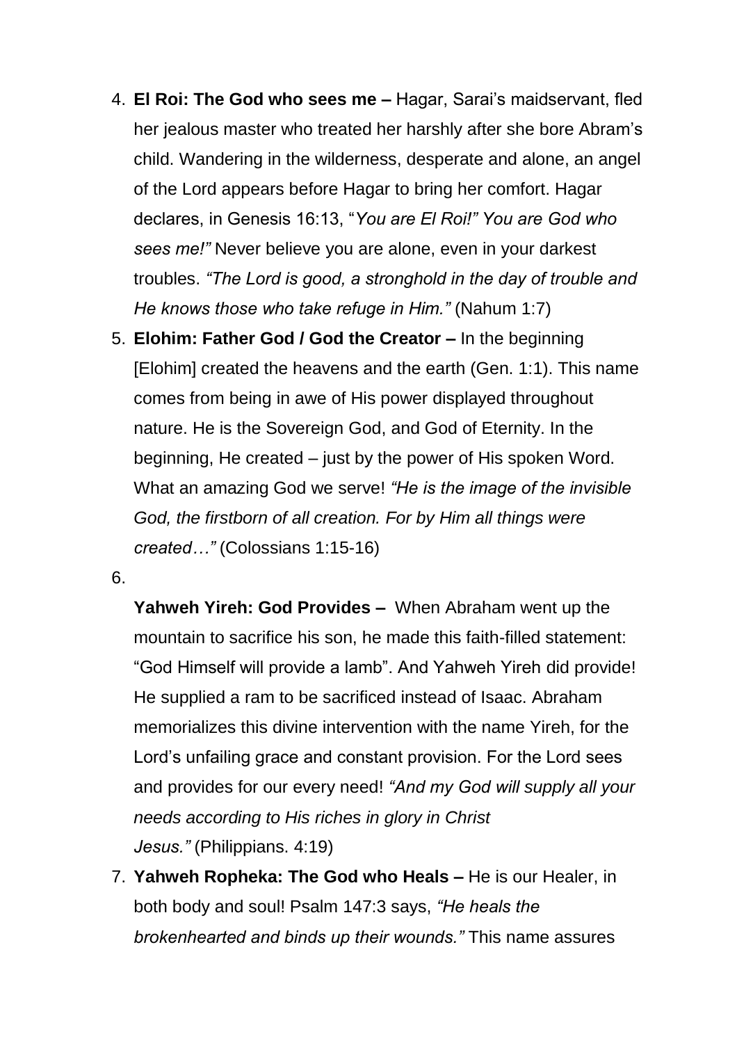4. **El Roi: The God who sees me –** Hagar, Sarai's maidservant, fled her jealous master who treated her harshly after she bore Abram's child. Wandering in the wilderness, desperate and alone, an angel of the Lord appears before Hagar to bring her comfort. Hagar declares, in Genesis 16:13, "*You are El Roi!" You are God who sees me!"* Never believe you are alone, even in your darkest troubles. *"The Lord is good, a stronghold in the day of trouble and He knows those who take refuge in Him."* (Nahum 1:7)
5. **Elohim: Father God / God the Creator –** In the beginning [Elohim] created the heavens and the earth (Gen. 1:1). This name comes from being in awe of His power displayed throughout nature. He is the Sovereign God, and God of Eternity. In the beginning, He created – just by the power of His spoken Word. What an amazing God we serve! *"He is the image of the invisible God, the firstborn of all creation. For by Him all things were created…"* (Colossians 1:15-16)
6. **Yahweh Yireh: God Provides –** When Abraham went up the mountain to sacrifice his son, he made this faith-filled statement: "God Himself will provide a lamb". And Yahweh Yireh did provide! He supplied a ram to be sacrificed instead of Isaac. Abraham memorializes this divine intervention with the name Yireh, for the Lord's unfailing grace and constant provision. For the Lord sees and provides for our every need! *"And my God will supply all your needs according to His riches in glory in Christ Jesus."* (Philippians. 4:19)
7. **Yahweh Ropheka: The God who Heals –** He is our Healer, in both body and soul! Psalm 147:3 says, *"He heals the brokenhearted and binds up their wounds."* This name assures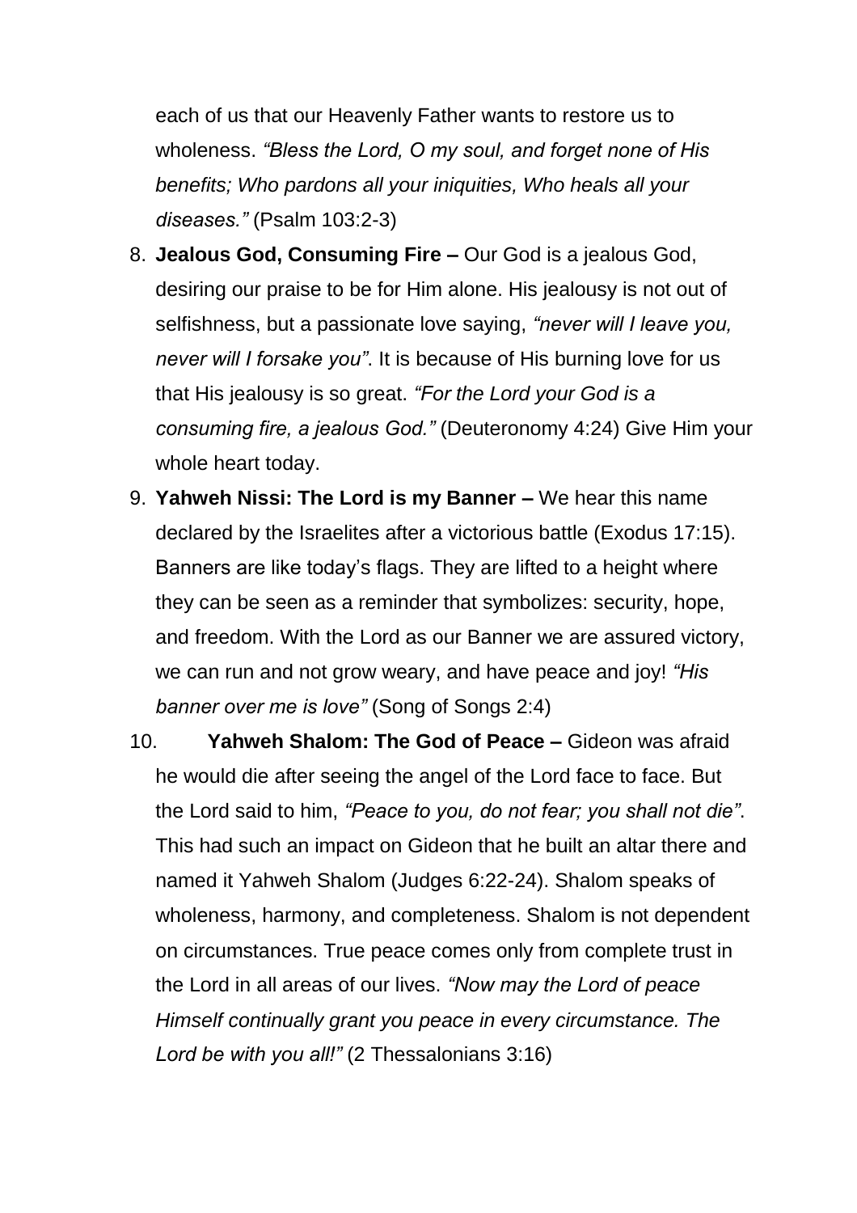each of us that our Heavenly Father wants to restore us to wholeness. *"Bless the Lord, O my soul, and forget none of His benefits; Who pardons all your iniquities, Who heals all your diseases."* (Psalm 103:2-3)

8. **Jealous God, Consuming Fire –** Our God is a jealous God, desiring our praise to be for Him alone. His jealousy is not out of selfishness, but a passionate love saying, *"never will I leave you, never will I forsake you"*. It is because of His burning love for us that His jealousy is so great. *"For the Lord your God is a consuming fire, a jealous God."* (Deuteronomy 4:24) Give Him your whole heart today.
9. **Yahweh Nissi: The Lord is my Banner –** We hear this name declared by the Israelites after a victorious battle (Exodus 17:15). Banners are like today's flags. They are lifted to a height where they can be seen as a reminder that symbolizes: security, hope, and freedom. With the Lord as our Banner we are assured victory, we can run and not grow weary, and have peace and joy! *"His banner over me is love"* (Song of Songs 2:4)
10. **Yahweh Shalom: The God of Peace –** Gideon was afraid he would die after seeing the angel of the Lord face to face. But the Lord said to him, *"Peace to you, do not fear; you shall not die"*. This had such an impact on Gideon that he built an altar there and named it Yahweh Shalom (Judges 6:22-24). Shalom speaks of wholeness, harmony, and completeness. Shalom is not dependent on circumstances. True peace comes only from complete trust in the Lord in all areas of our lives. *"Now may the Lord of peace Himself continually grant you peace in every circumstance. The Lord be with you all!"* (2 Thessalonians 3:16)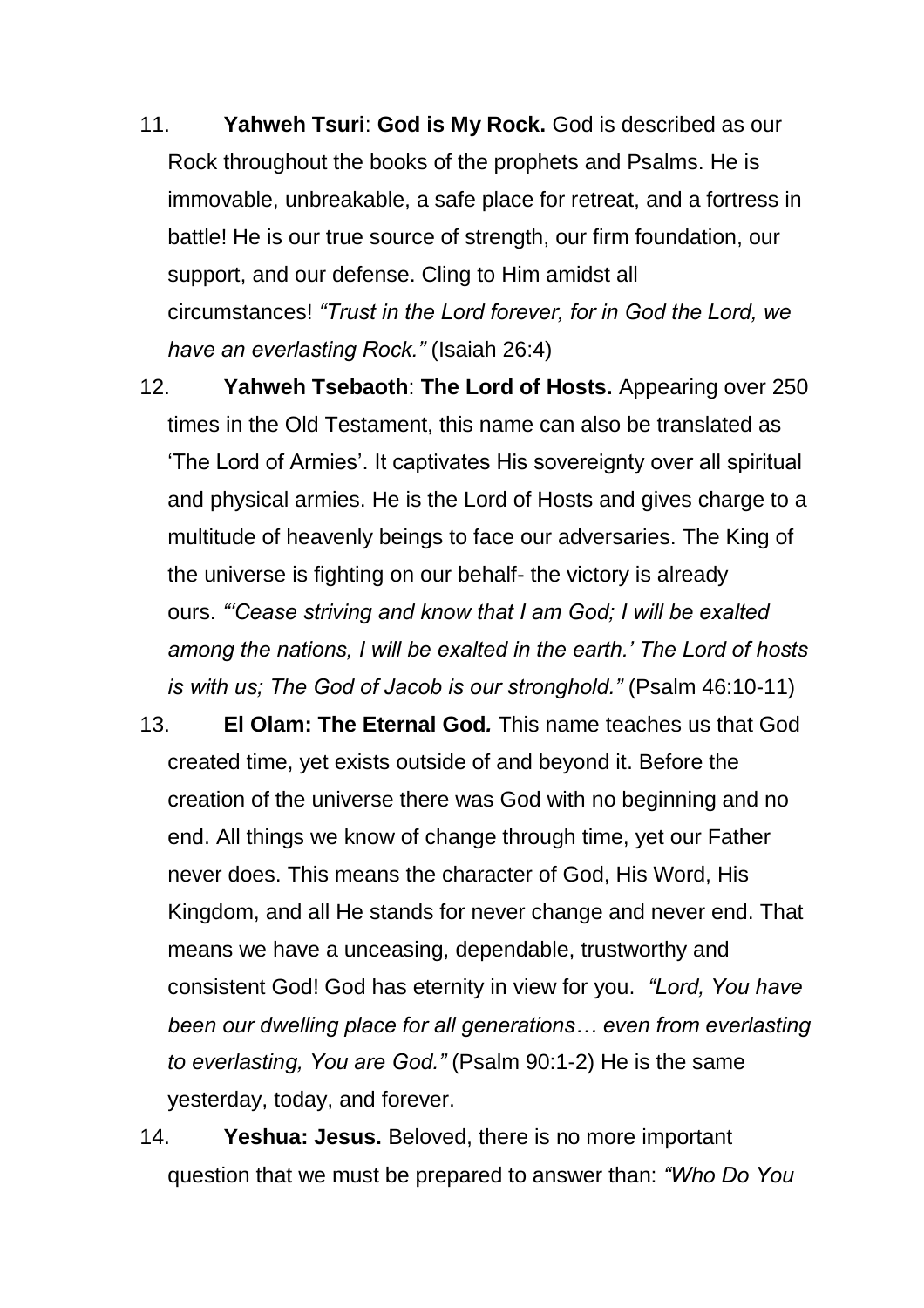11. **Yahweh Tsuri**: **God is My Rock.** God is described as our Rock throughout the books of the prophets and Psalms. He is immovable, unbreakable, a safe place for retreat, and a fortress in battle! He is our true source of strength, our firm foundation, our support, and our defense. Cling to Him amidst all circumstances! *"Trust in the Lord forever, for in God the Lord, we have an everlasting Rock."* (Isaiah 26:4)

12. **Yahweh Tsebaoth**: **The Lord of Hosts.** Appearing over 250 times in the Old Testament, this name can also be translated as 'The Lord of Armies'. It captivates His sovereignty over all spiritual and physical armies. He is the Lord of Hosts and gives charge to a multitude of heavenly beings to face our adversaries. The King of the universe is fighting on our behalf- the victory is already ours. *"'Cease striving and know that I am God; I will be exalted among the nations, I will be exalted in the earth.' The Lord of hosts is with us; The God of Jacob is our stronghold."* (Psalm 46:10-11)

13. **El Olam: The Eternal God.** This name teaches us that God created time, yet exists outside of and beyond it. Before the creation of the universe there was God with no beginning and no end. All things we know of change through time, yet our Father never does. This means the character of God, His Word, His Kingdom, and all He stands for never change and never end. That means we have a unceasing, dependable, trustworthy and consistent God! God has eternity in view for you. *"Lord, You have been our dwelling place for all generations… even from everlasting to everlasting, You are God."* (Psalm 90:1-2) He is the same yesterday, today, and forever.

14. **Yeshua: Jesus.** Beloved, there is no more important question that we must be prepared to answer than: *"Who Do You*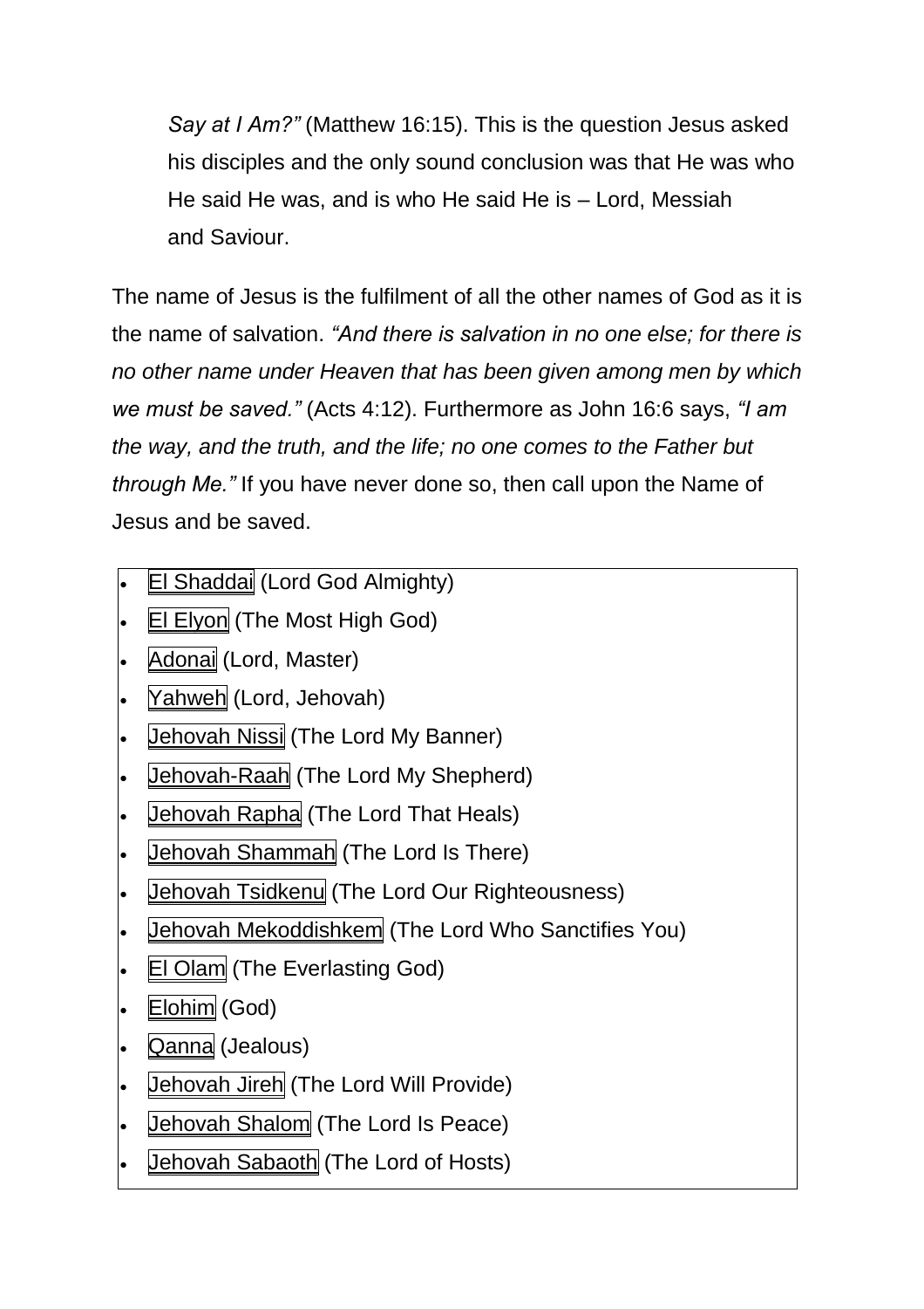*Say at I Am?"* (Matthew 16:15). This is the question Jesus asked his disciples and the only sound conclusion was that He was who He said He was, and is who He said He is – Lord, Messiah and Saviour.

The name of Jesus is the fulfilment of all the other names of God as it is the name of salvation. *"And there is salvation in no one else; for there is no other name under Heaven that has been given among men by which we must be saved."* (Acts 4:12). Furthermore as John 16:6 says, *"I am the way, and the truth, and the life; no one comes to the Father but through Me."* If you have never done so, then call upon the Name of Jesus and be saved.

- El Shaddai (Lord God Almighty)
- El Elyon (The Most High God)
- Adonai (Lord, Master)
- Yahweh (Lord, Jehovah)
- Jehovah Nissi (The Lord My Banner)
- Jehovah-Raah (The Lord My Shepherd)
- Jehovah Rapha (The Lord That Heals)
- Jehovah Shammah (The Lord Is There)
- Jehovah Tsidkenu (The Lord Our Righteousness)
- Jehovah Mekoddishkem (The Lord Who Sanctifies You)
- El Olam (The Everlasting God)
- Elohim (God)
- Qanna (Jealous)
- Jehovah Jireh (The Lord Will Provide)
- Jehovah Shalom (The Lord Is Peace)
- Jehovah Sabaoth (The Lord of Hosts)